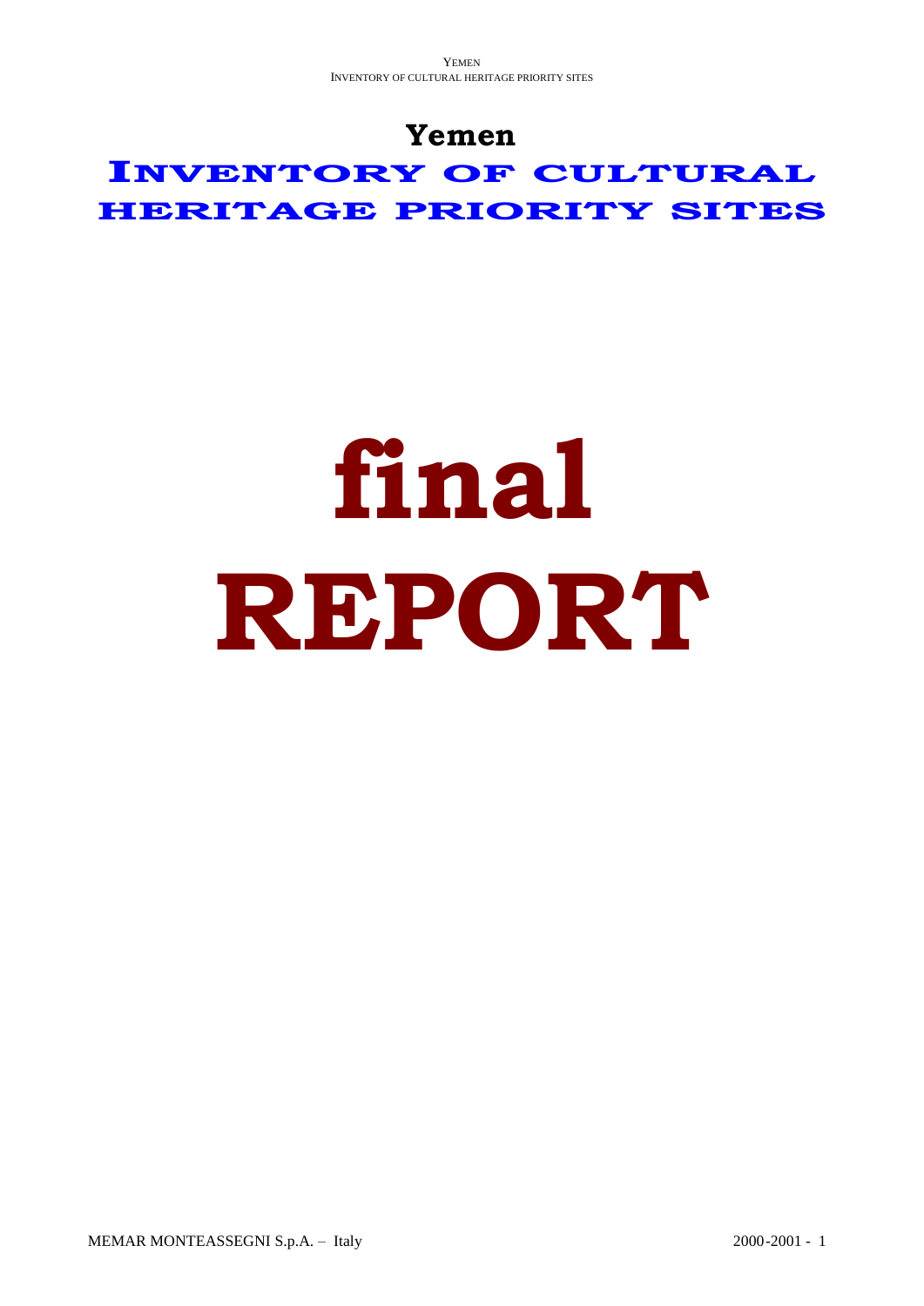# Yemen

# INVENTORY OF CULTURAL HERITAGE PRIORITY SITES

# final REPORT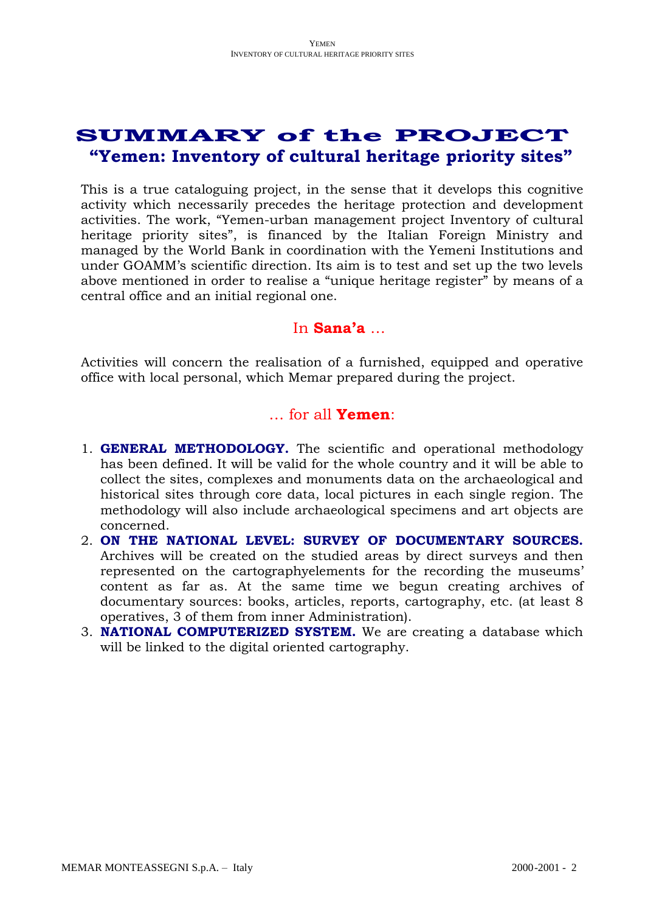# SUMMARY of the PROJECT
## "Yemen: Inventory of cultural heritage priority sites"

This is a true cataloguing project, in the sense that it develops this cognitive activity which necessarily precedes the heritage protection and development activities. The work, "Yemen-urban management project Inventory of cultural heritage priority sites", is financed by the Italian Foreign Ministry and managed by the World Bank in coordination with the Yemeni Institutions and under GOAMM's scientific direction. Its aim is to test and set up the two levels above mentioned in order to realise a "unique heritage register" by means of a central office and an initial regional one.

### In **Sana'a** ...

Activities will concern the realisation of a furnished, equipped and operative office with local personal, which Memar prepared during the project.

### ... for all **Yemen**:

1. **GENERAL METHODOLOGY.** The scientific and operational methodology has been defined. It will be valid for the whole country and it will be able to collect the sites, complexes and monuments data on the archaeological and historical sites through core data, local pictures in each single region. The methodology will also include archaeological specimens and art objects are concerned.
2. **ON THE NATIONAL LEVEL: SURVEY OF DOCUMENTARY SOURCES.** Archives will be created on the studied areas by direct surveys and then represented on the cartographyelements for the recording the museums' content as far as. At the same time we begun creating archives of documentary sources: books, articles, reports, cartography, etc. (at least 8 operatives, 3 of them from inner Administration).
3. **NATIONAL COMPUTERIZED SYSTEM.** We are creating a database which will be linked to the digital oriented cartography.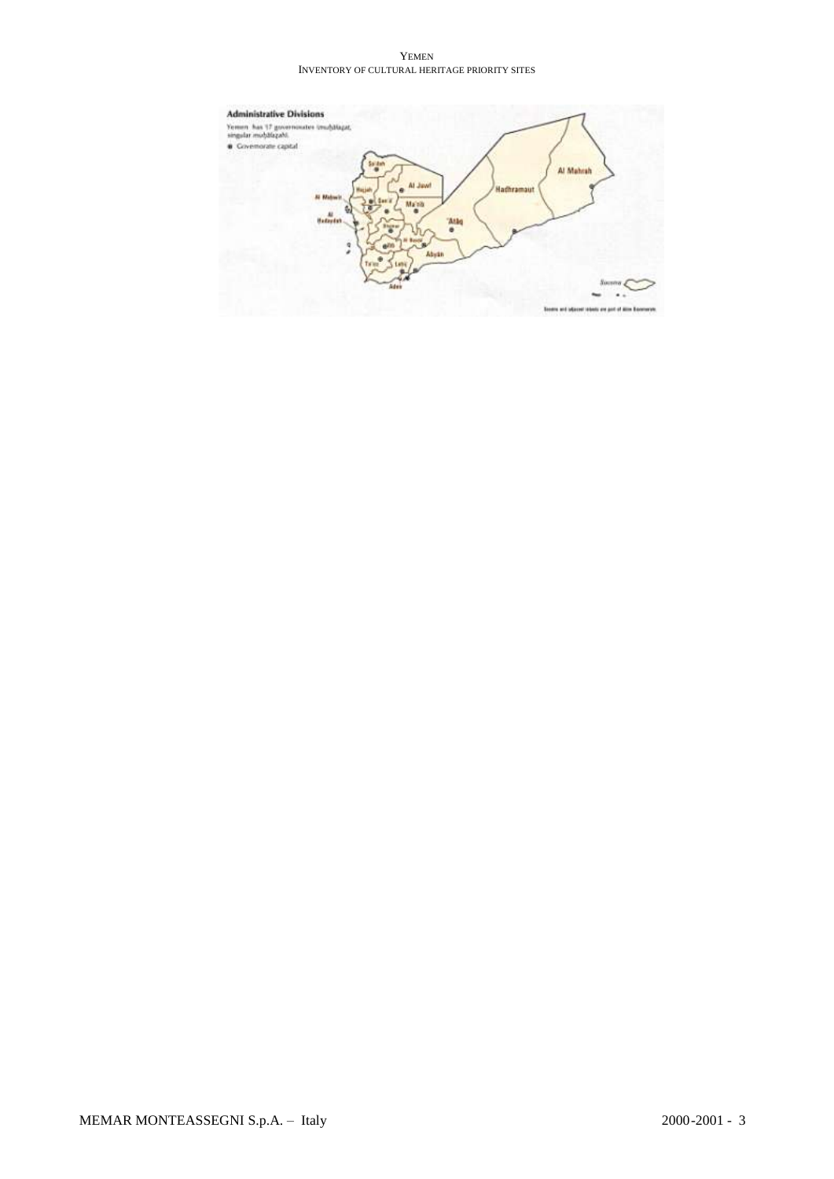**Administrative Divisions**

Yemen has 17 governorates (muḩāfaz̧āt, singular muḩāfaz̧ah).

● Governorate capital

Sa'dah

Hajjah

Al Jawf

Al Mahwit

San'a'

Ma'rib

Al Hudaydah

Dhamar

'Ataq

Hadhramaut

Al Mahrah

Al Bayda'

Ibb

Abyān

Ta'izz

Lahij

Aden

Socotra

Socotra and adjacent islands are part of Aden Governorate.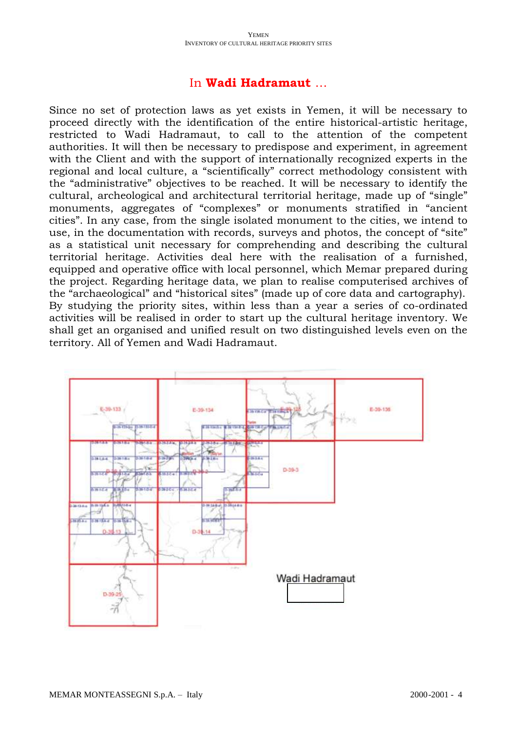## In **Wadi Hadramaut** …

Since no set of protection laws as yet exists in Yemen, it will be necessary to proceed directly with the identification of the entire historical-artistic heritage, restricted to Wadi Hadramaut, to call to the attention of the competent authorities. It will then be necessary to predispose and experiment, in agreement with the Client and with the support of internationally recognized experts in the regional and local culture, a "scientifically" correct methodology consistent with the "administrative" objectives to be reached. It will be necessary to identify the cultural, archeological and architectural territorial heritage, made up of "single" monuments, aggregates of "complexes" or monuments stratified in "ancient cities". In any case, from the single isolated monument to the cities, we intend to use, in the documentation with records, surveys and photos, the concept of "site" as a statistical unit necessary for comprehending and describing the cultural territorial heritage. Activities deal here with the realisation of a furnished, equipped and operative office with local personnel, which Memar prepared during the project. Regarding heritage data, we plan to realise computerised archives of the "archaeological" and "historical sites" (made up of core data and cartography). By studying the priority sites, within less than a year a series of co-ordinated activities will be realised in order to start up the cultural heritage inventory. We shall get an organised and unified result on two distinguished levels even on the territory. All of Yemen and Wadi Hadramaut.

Wadi Hadramaut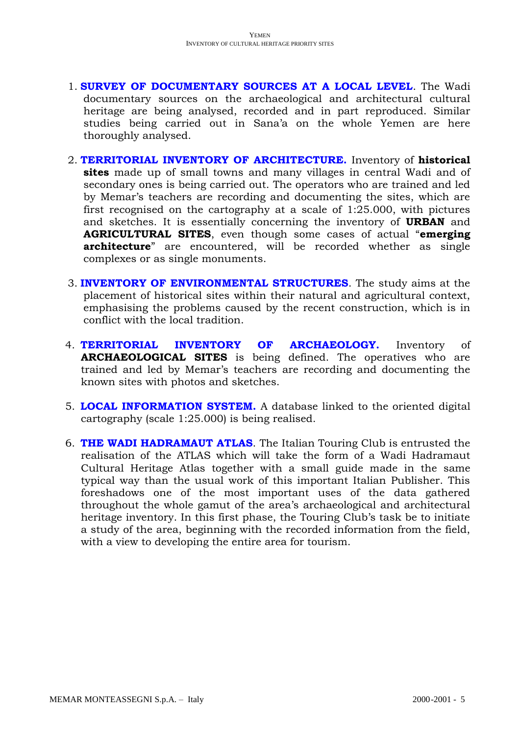1. **SURVEY OF DOCUMENTARY SOURCES AT A LOCAL LEVEL**. The Wadi documentary sources on the archaeological and architectural cultural heritage are being analysed, recorded and in part reproduced. Similar studies being carried out in Sana'a on the whole Yemen are here thoroughly analysed.

2. **TERRITORIAL INVENTORY OF ARCHITECTURE.** Inventory of **historical sites** made up of small towns and many villages in central Wadi and of secondary ones is being carried out. The operators who are trained and led by Memar's teachers are recording and documenting the sites, which are first recognised on the cartography at a scale of 1:25.000, with pictures and sketches. It is essentially concerning the inventory of **URBAN** and **AGRICULTURAL SITES**, even though some cases of actual "**emerging architecture**" are encountered, will be recorded whether as single complexes or as single monuments.

3. **INVENTORY OF ENVIRONMENTAL STRUCTURES**. The study aims at the placement of historical sites within their natural and agricultural context, emphasising the problems caused by the recent construction, which is in conflict with the local tradition.

4. **TERRITORIAL INVENTORY OF ARCHAEOLOGY.** Inventory of **ARCHAEOLOGICAL SITES** is being defined. The operatives who are trained and led by Memar's teachers are recording and documenting the known sites with photos and sketches.

5. **LOCAL INFORMATION SYSTEM.** A database linked to the oriented digital cartography (scale 1:25.000) is being realised.

6. **THE WADI HADRAMAUT ATLAS**. The Italian Touring Club is entrusted the realisation of the ATLAS which will take the form of a Wadi Hadramaut Cultural Heritage Atlas together with a small guide made in the same typical way than the usual work of this important Italian Publisher. This foreshadows one of the most important uses of the data gathered throughout the whole gamut of the area's archaeological and architectural heritage inventory. In this first phase, the Touring Club's task be to initiate a study of the area, beginning with the recorded information from the field, with a view to developing the entire area for tourism.